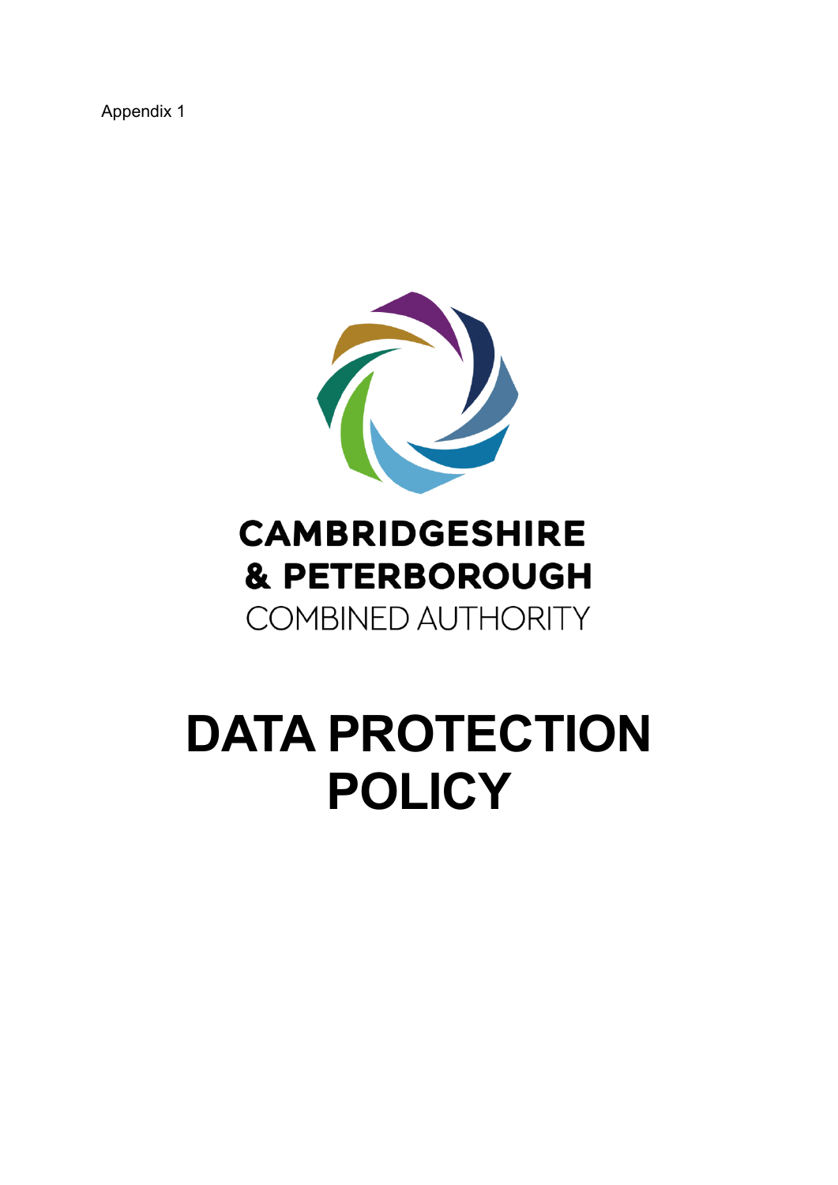Appendix 1

CAMBRIDGESHIRE
& PETERBOROUGH
COMBINED AUTHORITY

# DATA PROTECTION POLICY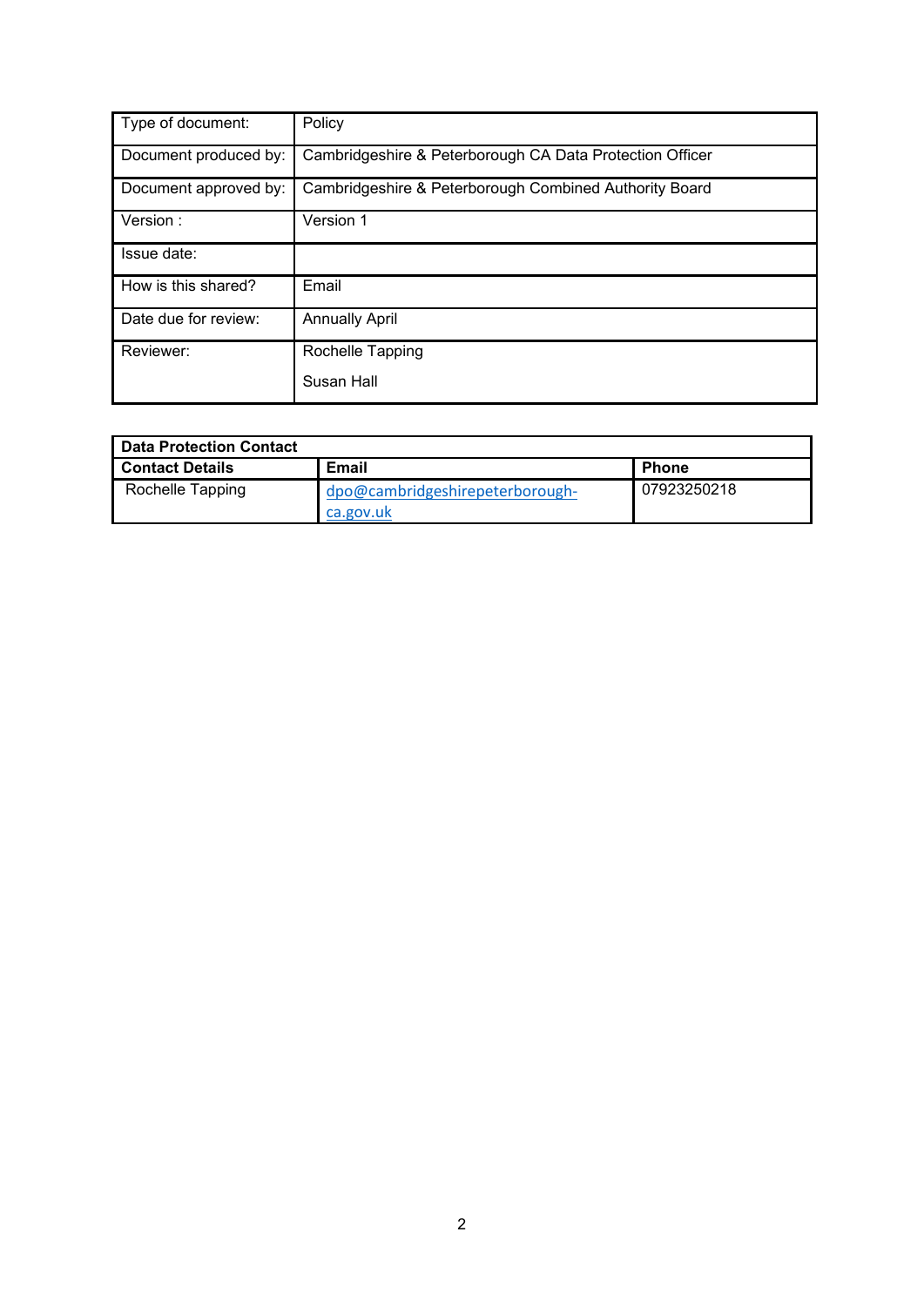| Type of document: | Policy |
|---|---|
| Document produced by: | Cambridgeshire & Peterborough CA Data Protection Officer |
| Document approved by: | Cambridgeshire & Peterborough Combined Authority Board |
| Version : | Version 1 |
| Issue date: | |
| How is this shared? | Email |
| Date due for review: | Annually April |
| Reviewer: | Rochelle Tapping<br>Susan Hall |

| **Data Protection Contact** | | |
|---|---|---|
| **Contact Details** | **Email** | **Phone** |
| Rochelle Tapping | dpo@cambridgeshirepeterborough-ca.gov.uk | 07923250218 |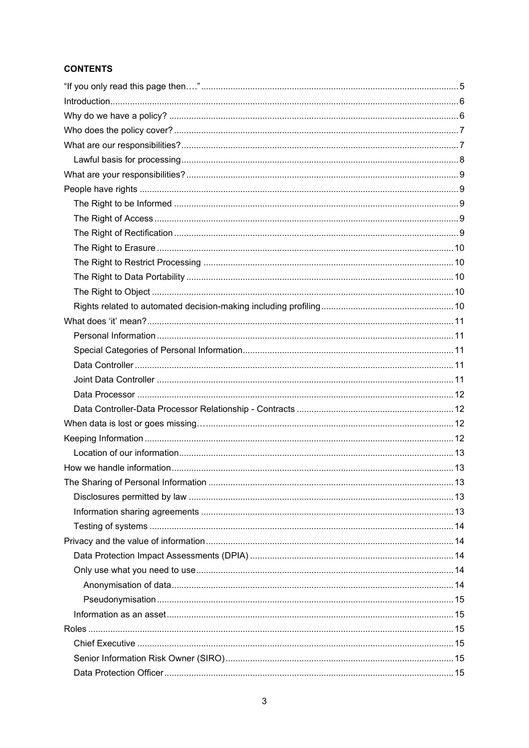**CONTENTS**

- "If you only read this page then…." ... 5
- Introduction ... 6
- Why do we have a policy? ... 6
- Who does the policy cover? ... 7
- What are our responsibilities? ... 7
  - Lawful basis for processing ... 8
- What are your responsibilities? ... 9
- People have rights ... 9
  - The Right to be Informed ... 9
  - The Right of Access ... 9
  - The Right of Rectification ... 9
  - The Right to Erasure ... 10
  - The Right to Restrict Processing ... 10
  - The Right to Data Portability ... 10
  - The Right to Object ... 10
  - Rights related to automated decision-making including profiling ... 10
- What does 'it' mean? ... 11
  - Personal Information ... 11
  - Special Categories of Personal Information ... 11
  - Data Controller ... 11
  - Joint Data Controller ... 11
  - Data Processor ... 12
  - Data Controller-Data Processor Relationship - Contracts ... 12
- When data is lost or goes missing… ... 12
- Keeping Information ... 12
  - Location of our information ... 13
- How we handle information ... 13
- The Sharing of Personal Information ... 13
  - Disclosures permitted by law ... 13
  - Information sharing agreements ... 13
  - Testing of systems ... 14
- Privacy and the value of information ... 14
  - Data Protection Impact Assessments (DPIA) ... 14
  - Only use what you need to use ... 14
    - Anonymisation of data ... 14
    - Pseudonymisation ... 15
  - Information as an asset ... 15
- Roles ... 15
  - Chief Executive ... 15
  - Senior Information Risk Owner (SIRO) ... 15
  - Data Protection Officer ... 15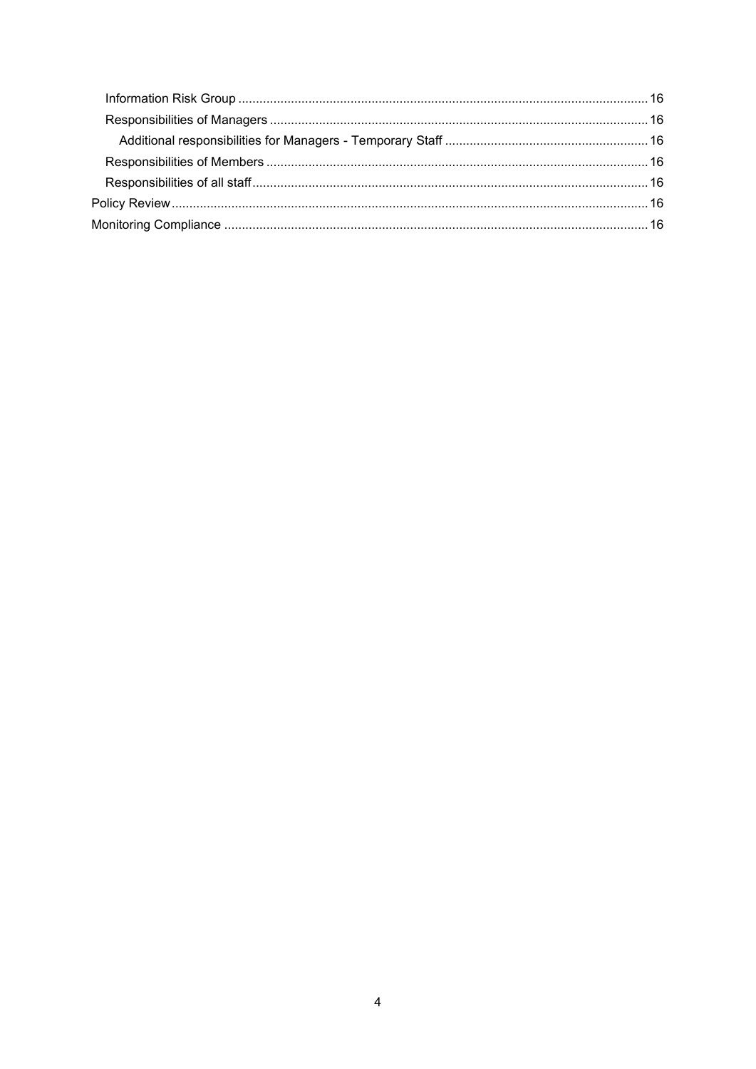Information Risk Group .......... 16

Responsibilities of Managers .......... 16

Additional responsibilities for Managers - Temporary Staff .......... 16

Responsibilities of Members .......... 16

Responsibilities of all staff .......... 16

Policy Review .......... 16

Monitoring Compliance .......... 16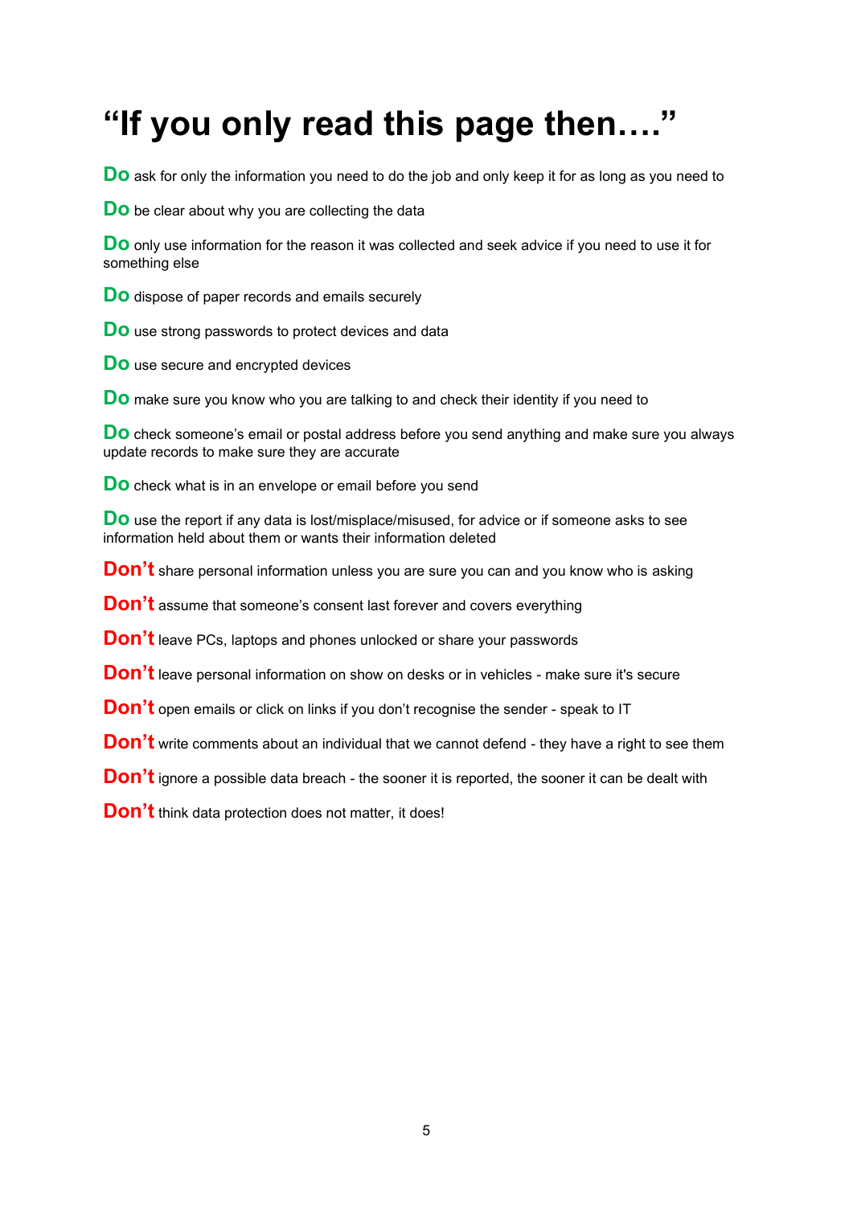# "If you only read this page then…."

**Do** ask for only the information you need to do the job and only keep it for as long as you need to

**Do** be clear about why you are collecting the data

**Do** only use information for the reason it was collected and seek advice if you need to use it for something else

**Do** dispose of paper records and emails securely

**Do** use strong passwords to protect devices and data

**Do** use secure and encrypted devices

**Do** make sure you know who you are talking to and check their identity if you need to

**Do** check someone's email or postal address before you send anything and make sure you always update records to make sure they are accurate

**Do** check what is in an envelope or email before you send

**Do** use the report if any data is lost/misplace/misused, for advice or if someone asks to see information held about them or wants their information deleted

**Don't** share personal information unless you are sure you can and you know who is asking

**Don't** assume that someone's consent last forever and covers everything

**Don't** leave PCs, laptops and phones unlocked or share your passwords

**Don't** leave personal information on show on desks or in vehicles - make sure it's secure

**Don't** open emails or click on links if you don't recognise the sender - speak to IT

**Don't** write comments about an individual that we cannot defend - they have a right to see them

**Don't** ignore a possible data breach - the sooner it is reported, the sooner it can be dealt with

**Don't** think data protection does not matter, it does!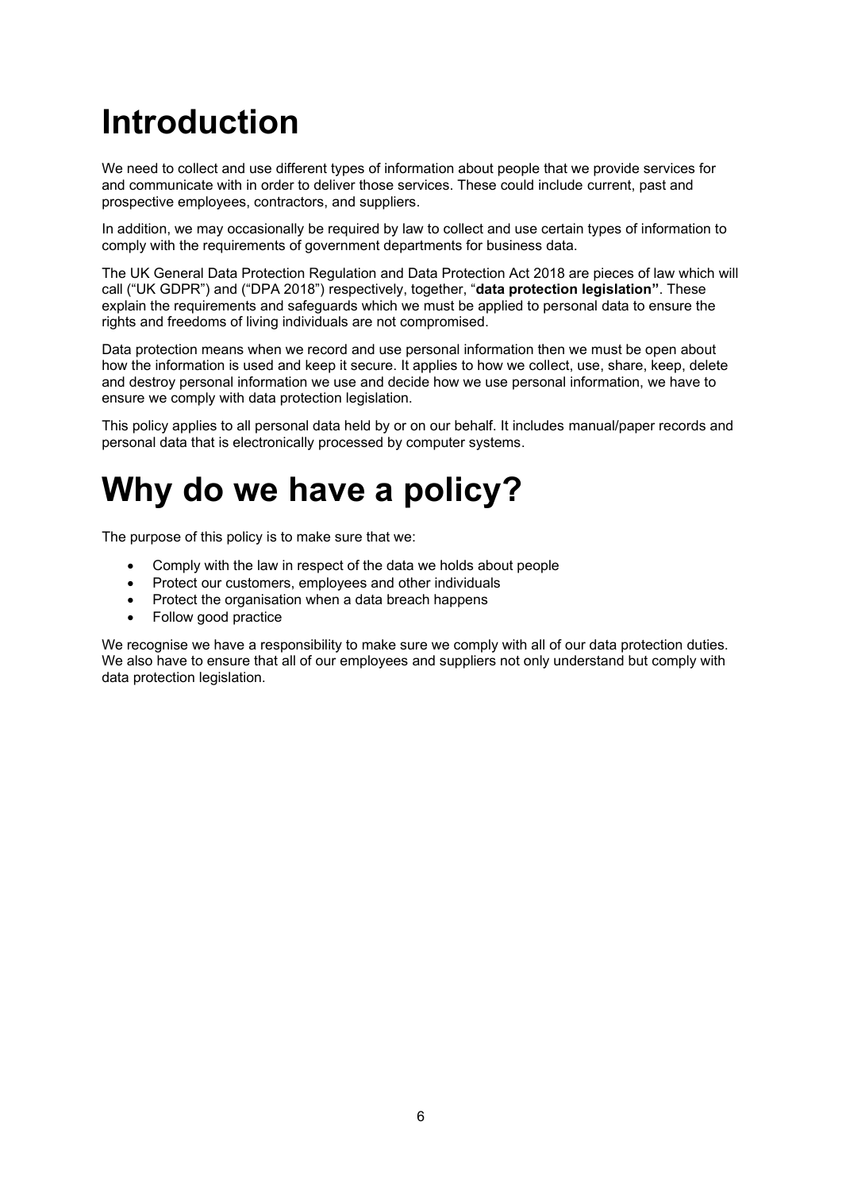# Introduction

We need to collect and use different types of information about people that we provide services for and communicate with in order to deliver those services. These could include current, past and prospective employees, contractors, and suppliers.

In addition, we may occasionally be required by law to collect and use certain types of information to comply with the requirements of government departments for business data.

The UK General Data Protection Regulation and Data Protection Act 2018 are pieces of law which will call ("UK GDPR") and ("DPA 2018") respectively, together, "**data protection legislation"**. These explain the requirements and safeguards which we must be applied to personal data to ensure the rights and freedoms of living individuals are not compromised.

Data protection means when we record and use personal information then we must be open about how the information is used and keep it secure. It applies to how we collect, use, share, keep, delete and destroy personal information we use and decide how we use personal information, we have to ensure we comply with data protection legislation.

This policy applies to all personal data held by or on our behalf. It includes manual/paper records and personal data that is electronically processed by computer systems.

# Why do we have a policy?

The purpose of this policy is to make sure that we:

- Comply with the law in respect of the data we holds about people
- Protect our customers, employees and other individuals
- Protect the organisation when a data breach happens
- Follow good practice

We recognise we have a responsibility to make sure we comply with all of our data protection duties. We also have to ensure that all of our employees and suppliers not only understand but comply with data protection legislation.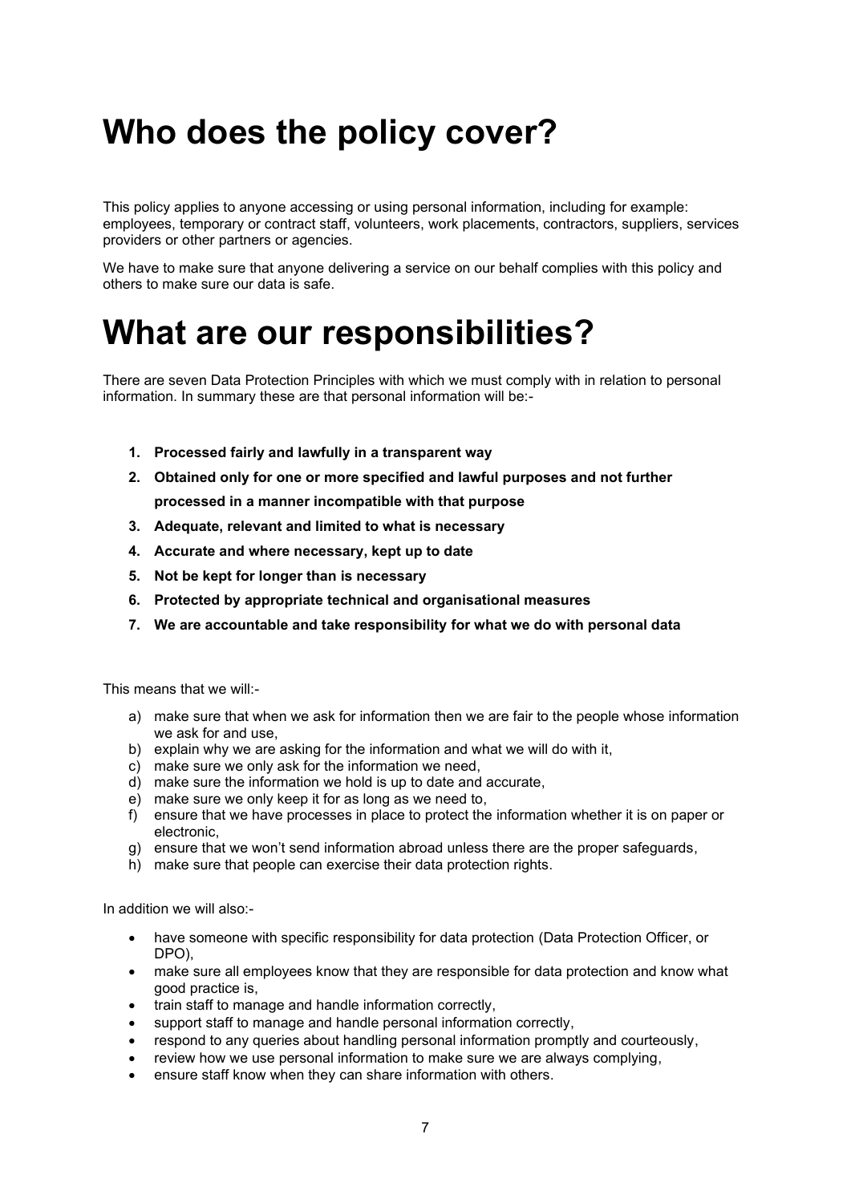# Who does the policy cover?

This policy applies to anyone accessing or using personal information, including for example: employees, temporary or contract staff, volunteers, work placements, contractors, suppliers, services providers or other partners or agencies.

We have to make sure that anyone delivering a service on our behalf complies with this policy and others to make sure our data is safe.

# What are our responsibilities?

There are seven Data Protection Principles with which we must comply with in relation to personal information. In summary these are that personal information will be:-

1. **Processed fairly and lawfully in a transparent way**
2. **Obtained only for one or more specified and lawful purposes and not further processed in a manner incompatible with that purpose**
3. **Adequate, relevant and limited to what is necessary**
4. **Accurate and where necessary, kept up to date**
5. **Not be kept for longer than is necessary**
6. **Protected by appropriate technical and organisational measures**
7. **We are accountable and take responsibility for what we do with personal data**

This means that we will:-

a) make sure that when we ask for information then we are fair to the people whose information we ask for and use,
b) explain why we are asking for the information and what we will do with it,
c) make sure we only ask for the information we need,
d) make sure the information we hold is up to date and accurate,
e) make sure we only keep it for as long as we need to,
f) ensure that we have processes in place to protect the information whether it is on paper or electronic,
g) ensure that we won't send information abroad unless there are the proper safeguards,
h) make sure that people can exercise their data protection rights.

In addition we will also:-

- have someone with specific responsibility for data protection (Data Protection Officer, or DPO),
- make sure all employees know that they are responsible for data protection and know what good practice is,
- train staff to manage and handle information correctly,
- support staff to manage and handle personal information correctly,
- respond to any queries about handling personal information promptly and courteously,
- review how we use personal information to make sure we are always complying,
- ensure staff know when they can share information with others.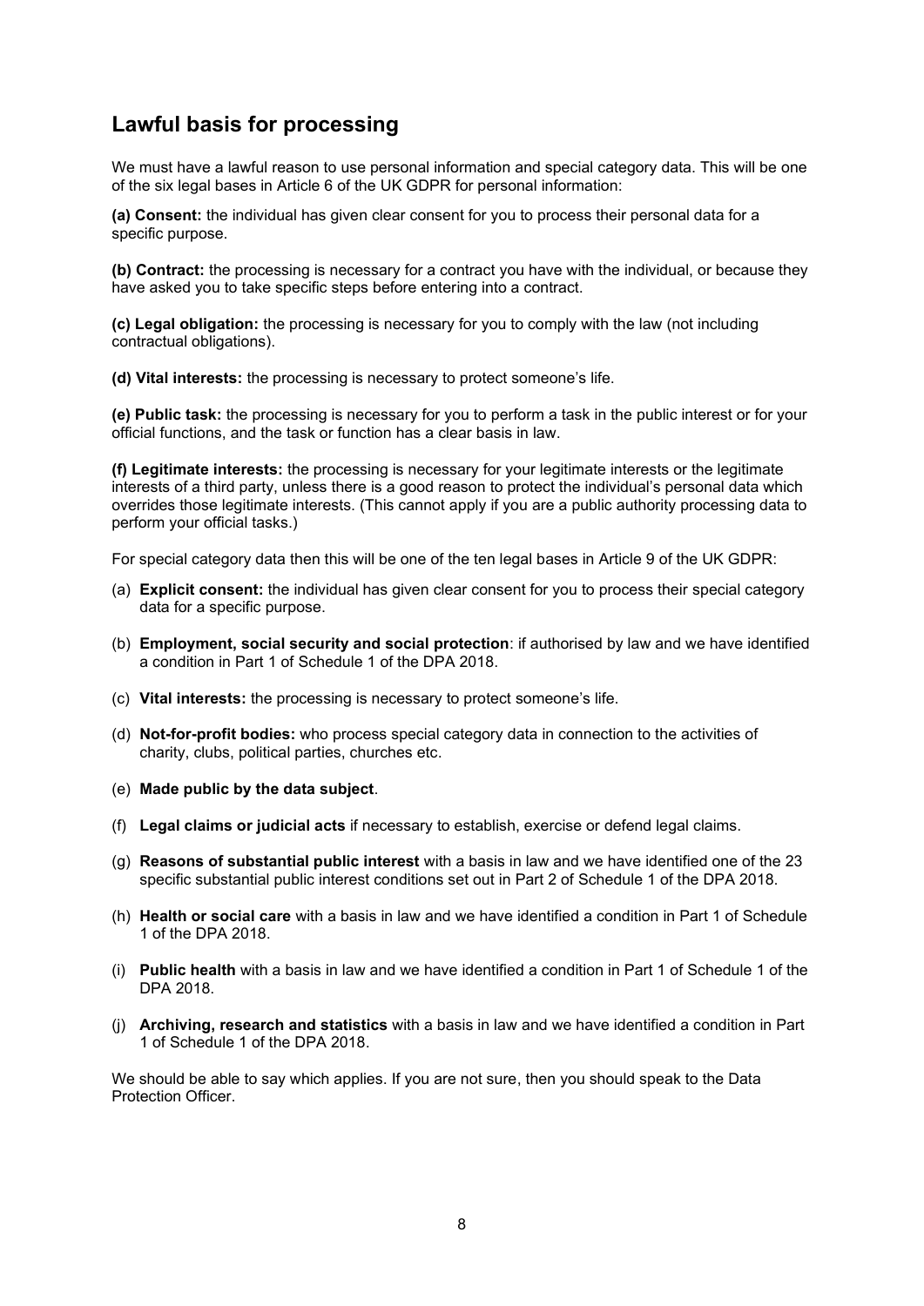## Lawful basis for processing

We must have a lawful reason to use personal information and special category data. This will be one of the six legal bases in Article 6 of the UK GDPR for personal information:

**(a) Consent:** the individual has given clear consent for you to process their personal data for a specific purpose.

**(b) Contract:** the processing is necessary for a contract you have with the individual, or because they have asked you to take specific steps before entering into a contract.

**(c) Legal obligation:** the processing is necessary for you to comply with the law (not including contractual obligations).

**(d) Vital interests:** the processing is necessary to protect someone's life.

**(e) Public task:** the processing is necessary for you to perform a task in the public interest or for your official functions, and the task or function has a clear basis in law.

**(f) Legitimate interests:** the processing is necessary for your legitimate interests or the legitimate interests of a third party, unless there is a good reason to protect the individual's personal data which overrides those legitimate interests. (This cannot apply if you are a public authority processing data to perform your official tasks.)

For special category data then this will be one of the ten legal bases in Article 9 of the UK GDPR:

(a) **Explicit consent:** the individual has given clear consent for you to process their special category data for a specific purpose.

(b) **Employment, social security and social protection**: if authorised by law and we have identified a condition in Part 1 of Schedule 1 of the DPA 2018.

(c) **Vital interests:** the processing is necessary to protect someone's life.

(d) **Not-for-profit bodies:** who process special category data in connection to the activities of charity, clubs, political parties, churches etc.

(e) **Made public by the data subject**.

(f) **Legal claims or judicial acts** if necessary to establish, exercise or defend legal claims.

(g) **Reasons of substantial public interest** with a basis in law and we have identified one of the 23 specific substantial public interest conditions set out in Part 2 of Schedule 1 of the DPA 2018.

(h) **Health or social care** with a basis in law and we have identified a condition in Part 1 of Schedule 1 of the DPA 2018.

(i) **Public health** with a basis in law and we have identified a condition in Part 1 of Schedule 1 of the DPA 2018.

(j) **Archiving, research and statistics** with a basis in law and we have identified a condition in Part 1 of Schedule 1 of the DPA 2018.

We should be able to say which applies. If you are not sure, then you should speak to the Data Protection Officer.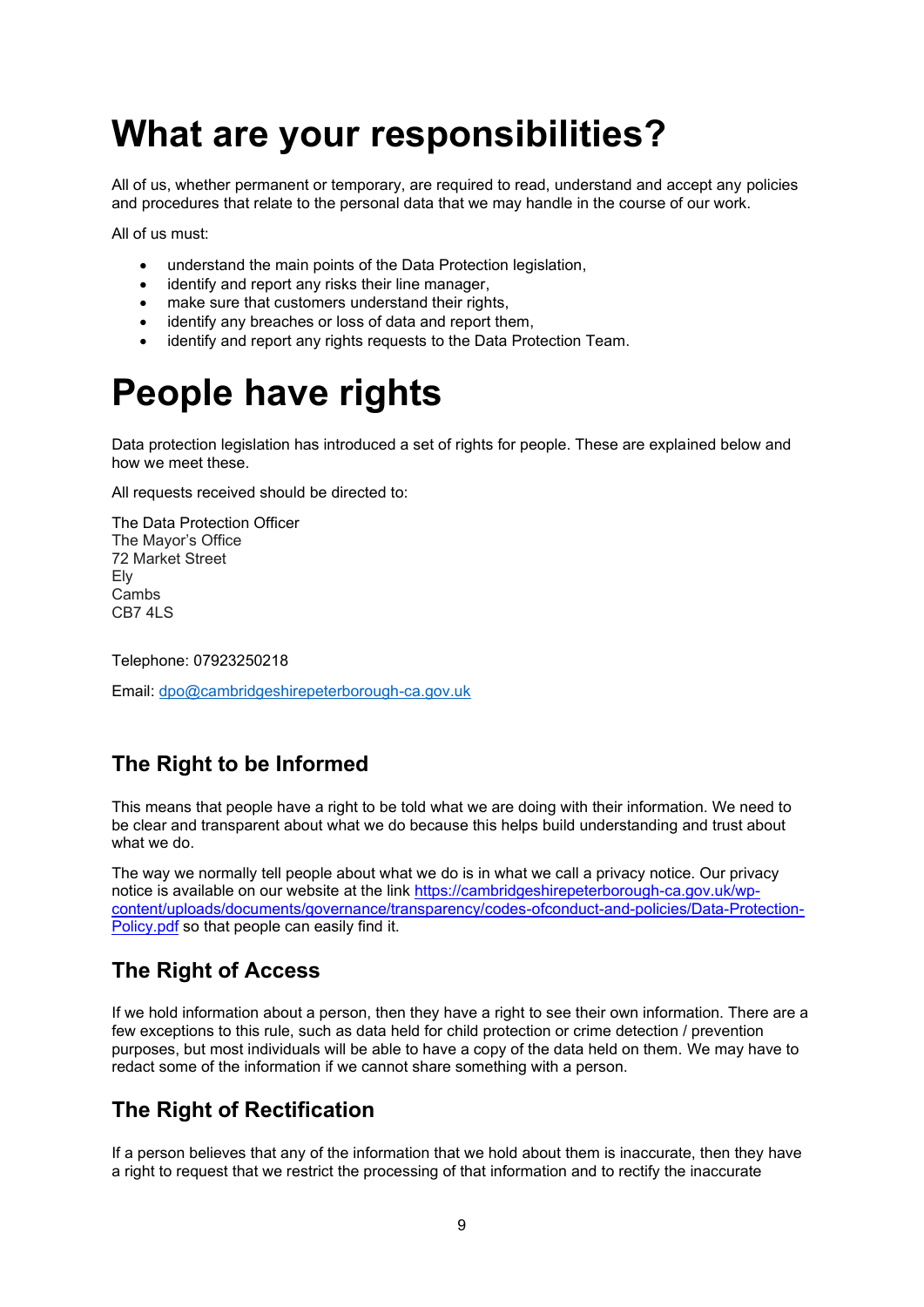# What are your responsibilities?

All of us, whether permanent or temporary, are required to read, understand and accept any policies and procedures that relate to the personal data that we may handle in the course of our work.

All of us must:

- understand the main points of the Data Protection legislation,
- identify and report any risks their line manager,
- make sure that customers understand their rights,
- identify any breaches or loss of data and report them,
- identify and report any rights requests to the Data Protection Team.

# People have rights

Data protection legislation has introduced a set of rights for people. These are explained below and how we meet these.

All requests received should be directed to:

The Data Protection Officer
The Mayor's Office
72 Market Street
Ely
Cambs
CB7 4LS

Telephone: 07923250218

Email: dpo@cambridgeshirepeterborough-ca.gov.uk

## The Right to be Informed

This means that people have a right to be told what we are doing with their information. We need to be clear and transparent about what we do because this helps build understanding and trust about what we do.

The way we normally tell people about what we do is in what we call a privacy notice. Our privacy notice is available on our website at the link https://cambridgeshirepeterborough-ca.gov.uk/wp-content/uploads/documents/governance/transparency/codes-ofconduct-and-policies/Data-Protection-Policy.pdf so that people can easily find it.

## The Right of Access

If we hold information about a person, then they have a right to see their own information. There are a few exceptions to this rule, such as data held for child protection or crime detection / prevention purposes, but most individuals will be able to have a copy of the data held on them. We may have to redact some of the information if we cannot share something with a person.

## The Right of Rectification

If a person believes that any of the information that we hold about them is inaccurate, then they have a right to request that we restrict the processing of that information and to rectify the inaccurate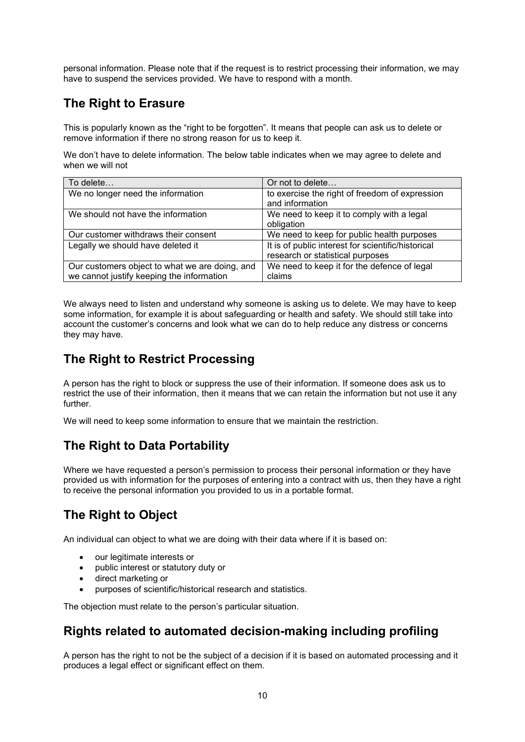personal information. Please note that if the request is to restrict processing their information, we may have to suspend the services provided. We have to respond with a month.

## The Right to Erasure

This is popularly known as the "right to be forgotten". It means that people can ask us to delete or remove information if there no strong reason for us to keep it.

We don't have to delete information. The below table indicates when we may agree to delete and when we will not

| To delete… | Or not to delete… |
|---|---|
| We no longer need the information | to exercise the right of freedom of expression and information |
| We should not have the information | We need to keep it to comply with a legal obligation |
| Our customer withdraws their consent | We need to keep for public health purposes |
| Legally we should have deleted it | It is of public interest for scientific/historical research or statistical purposes |
| Our customers object to what we are doing, and we cannot justify keeping the information | We need to keep it for the defence of legal claims |

We always need to listen and understand why someone is asking us to delete. We may have to keep some information, for example it is about safeguarding or health and safety. We should still take into account the customer's concerns and look what we can do to help reduce any distress or concerns they may have.

## The Right to Restrict Processing

A person has the right to block or suppress the use of their information. If someone does ask us to restrict the use of their information, then it means that we can retain the information but not use it any further.

We will need to keep some information to ensure that we maintain the restriction.

## The Right to Data Portability

Where we have requested a person's permission to process their personal information or they have provided us with information for the purposes of entering into a contract with us, then they have a right to receive the personal information you provided to us in a portable format.

## The Right to Object

An individual can object to what we are doing with their data where if it is based on:

- our legitimate interests or
- public interest or statutory duty or
- direct marketing or
- purposes of scientific/historical research and statistics.

The objection must relate to the person's particular situation.

## Rights related to automated decision-making including profiling

A person has the right to not be the subject of a decision if it is based on automated processing and it produces a legal effect or significant effect on them.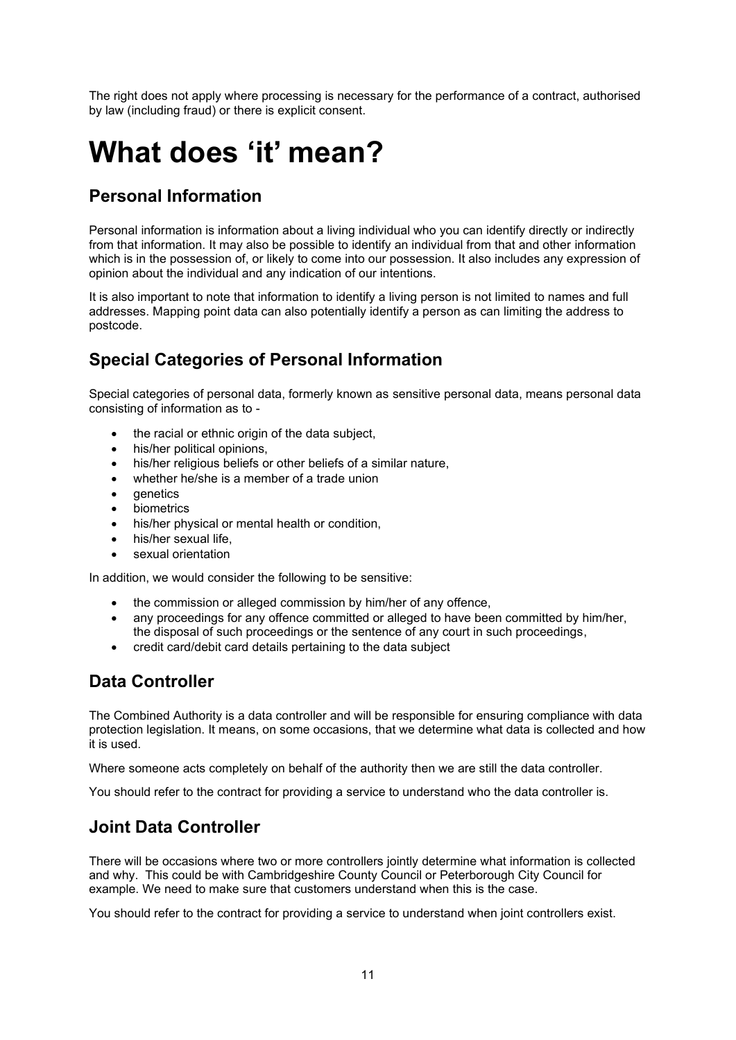The right does not apply where processing is necessary for the performance of a contract, authorised by law (including fraud) or there is explicit consent.

# What does 'it' mean?

## Personal Information

Personal information is information about a living individual who you can identify directly or indirectly from that information. It may also be possible to identify an individual from that and other information which is in the possession of, or likely to come into our possession. It also includes any expression of opinion about the individual and any indication of our intentions.

It is also important to note that information to identify a living person is not limited to names and full addresses. Mapping point data can also potentially identify a person as can limiting the address to postcode.

## Special Categories of Personal Information

Special categories of personal data, formerly known as sensitive personal data, means personal data consisting of information as to -

- the racial or ethnic origin of the data subject,
- his/her political opinions,
- his/her religious beliefs or other beliefs of a similar nature,
- whether he/she is a member of a trade union
- genetics
- biometrics
- his/her physical or mental health or condition,
- his/her sexual life,
- sexual orientation

In addition, we would consider the following to be sensitive:

- the commission or alleged commission by him/her of any offence,
- any proceedings for any offence committed or alleged to have been committed by him/her, the disposal of such proceedings or the sentence of any court in such proceedings,
- credit card/debit card details pertaining to the data subject

## Data Controller

The Combined Authority is a data controller and will be responsible for ensuring compliance with data protection legislation. It means, on some occasions, that we determine what data is collected and how it is used.

Where someone acts completely on behalf of the authority then we are still the data controller.

You should refer to the contract for providing a service to understand who the data controller is.

## Joint Data Controller

There will be occasions where two or more controllers jointly determine what information is collected and why. This could be with Cambridgeshire County Council or Peterborough City Council for example. We need to make sure that customers understand when this is the case.

You should refer to the contract for providing a service to understand when joint controllers exist.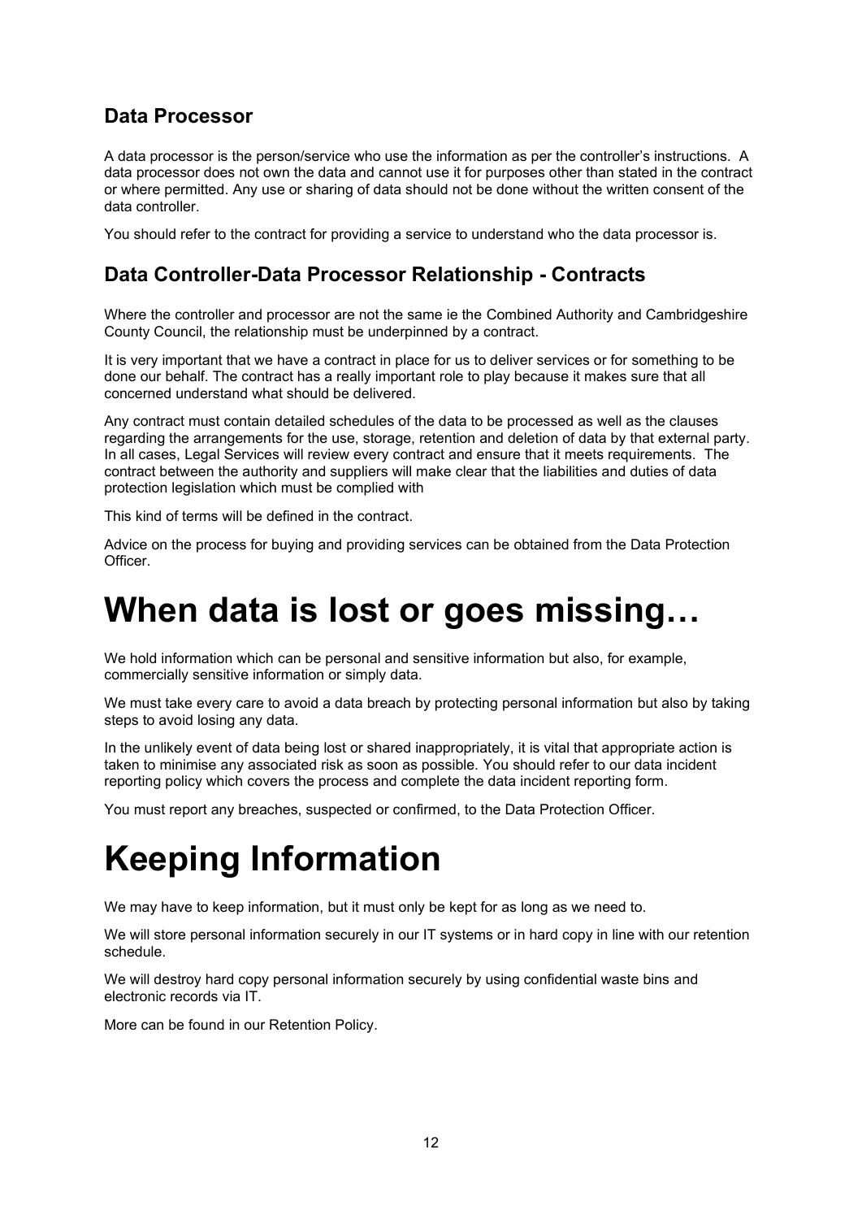## Data Processor

A data processor is the person/service who use the information as per the controller's instructions. A data processor does not own the data and cannot use it for purposes other than stated in the contract or where permitted. Any use or sharing of data should not be done without the written consent of the data controller.

You should refer to the contract for providing a service to understand who the data processor is.

## Data Controller-Data Processor Relationship - Contracts

Where the controller and processor are not the same ie the Combined Authority and Cambridgeshire County Council, the relationship must be underpinned by a contract.

It is very important that we have a contract in place for us to deliver services or for something to be done our behalf. The contract has a really important role to play because it makes sure that all concerned understand what should be delivered.

Any contract must contain detailed schedules of the data to be processed as well as the clauses regarding the arrangements for the use, storage, retention and deletion of data by that external party. In all cases, Legal Services will review every contract and ensure that it meets requirements. The contract between the authority and suppliers will make clear that the liabilities and duties of data protection legislation which must be complied with

This kind of terms will be defined in the contract.

Advice on the process for buying and providing services can be obtained from the Data Protection Officer.

# When data is lost or goes missing…

We hold information which can be personal and sensitive information but also, for example, commercially sensitive information or simply data.

We must take every care to avoid a data breach by protecting personal information but also by taking steps to avoid losing any data.

In the unlikely event of data being lost or shared inappropriately, it is vital that appropriate action is taken to minimise any associated risk as soon as possible. You should refer to our data incident reporting policy which covers the process and complete the data incident reporting form.

You must report any breaches, suspected or confirmed, to the Data Protection Officer.

# Keeping Information

We may have to keep information, but it must only be kept for as long as we need to.

We will store personal information securely in our IT systems or in hard copy in line with our retention schedule.

We will destroy hard copy personal information securely by using confidential waste bins and electronic records via IT.

More can be found in our Retention Policy.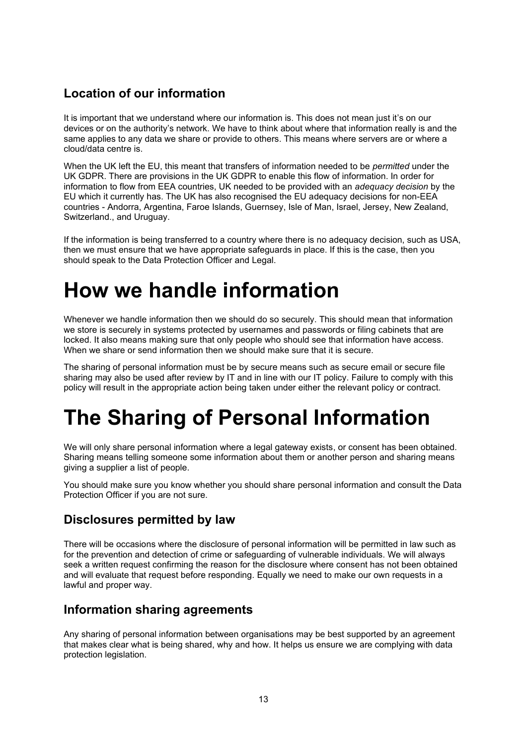## Location of our information

It is important that we understand where our information is. This does not mean just it's on our devices or on the authority's network. We have to think about where that information really is and the same applies to any data we share or provide to others. This means where servers are or where a cloud/data centre is.

When the UK left the EU, this meant that transfers of information needed to be *permitted* under the UK GDPR. There are provisions in the UK GDPR to enable this flow of information. In order for information to flow from EEA countries, UK needed to be provided with an *adequacy decision* by the EU which it currently has. The UK has also recognised the EU adequacy decisions for non-EEA countries - Andorra, Argentina, Faroe Islands, Guernsey, Isle of Man, Israel, Jersey, New Zealand, Switzerland., and Uruguay.

If the information is being transferred to a country where there is no adequacy decision, such as USA, then we must ensure that we have appropriate safeguards in place. If this is the case, then you should speak to the Data Protection Officer and Legal.

# How we handle information

Whenever we handle information then we should do so securely. This should mean that information we store is securely in systems protected by usernames and passwords or filing cabinets that are locked. It also means making sure that only people who should see that information have access. When we share or send information then we should make sure that it is secure.

The sharing of personal information must be by secure means such as secure email or secure file sharing may also be used after review by IT and in line with our IT policy. Failure to comply with this policy will result in the appropriate action being taken under either the relevant policy or contract.

# The Sharing of Personal Information

We will only share personal information where a legal gateway exists, or consent has been obtained. Sharing means telling someone some information about them or another person and sharing means giving a supplier a list of people.

You should make sure you know whether you should share personal information and consult the Data Protection Officer if you are not sure.

## Disclosures permitted by law

There will be occasions where the disclosure of personal information will be permitted in law such as for the prevention and detection of crime or safeguarding of vulnerable individuals. We will always seek a written request confirming the reason for the disclosure where consent has not been obtained and will evaluate that request before responding. Equally we need to make our own requests in a lawful and proper way.

## Information sharing agreements

Any sharing of personal information between organisations may be best supported by an agreement that makes clear what is being shared, why and how. It helps us ensure we are complying with data protection legislation.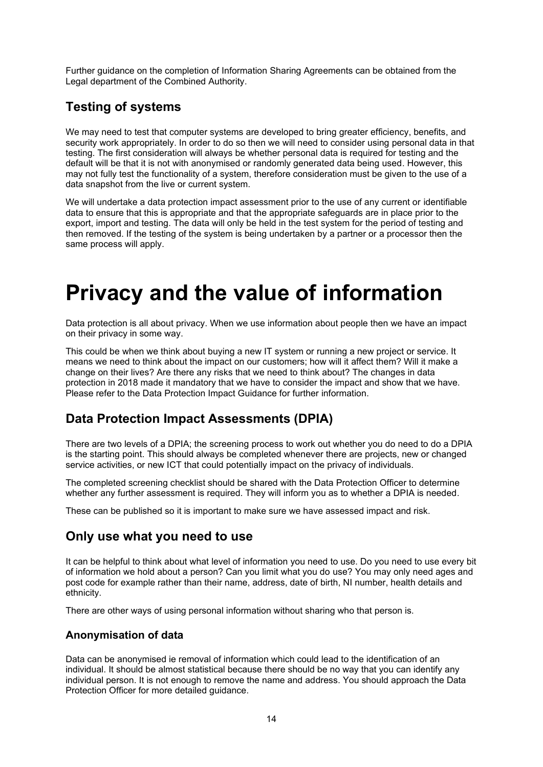Further guidance on the completion of Information Sharing Agreements can be obtained from the Legal department of the Combined Authority.

## Testing of systems

We may need to test that computer systems are developed to bring greater efficiency, benefits, and security work appropriately. In order to do so then we will need to consider using personal data in that testing. The first consideration will always be whether personal data is required for testing and the default will be that it is not with anonymised or randomly generated data being used. However, this may not fully test the functionality of a system, therefore consideration must be given to the use of a data snapshot from the live or current system.

We will undertake a data protection impact assessment prior to the use of any current or identifiable data to ensure that this is appropriate and that the appropriate safeguards are in place prior to the export, import and testing. The data will only be held in the test system for the period of testing and then removed. If the testing of the system is being undertaken by a partner or a processor then the same process will apply.

# Privacy and the value of information

Data protection is all about privacy. When we use information about people then we have an impact on their privacy in some way.

This could be when we think about buying a new IT system or running a new project or service. It means we need to think about the impact on our customers; how will it affect them? Will it make a change on their lives? Are there any risks that we need to think about? The changes in data protection in 2018 made it mandatory that we have to consider the impact and show that we have. Please refer to the Data Protection Impact Guidance for further information.

## Data Protection Impact Assessments (DPIA)

There are two levels of a DPIA; the screening process to work out whether you do need to do a DPIA is the starting point. This should always be completed whenever there are projects, new or changed service activities, or new ICT that could potentially impact on the privacy of individuals.

The completed screening checklist should be shared with the Data Protection Officer to determine whether any further assessment is required. They will inform you as to whether a DPIA is needed.

These can be published so it is important to make sure we have assessed impact and risk.

## Only use what you need to use

It can be helpful to think about what level of information you need to use. Do you need to use every bit of information we hold about a person? Can you limit what you do use? You may only need ages and post code for example rather than their name, address, date of birth, NI number, health details and ethnicity.

There are other ways of using personal information without sharing who that person is.

### Anonymisation of data

Data can be anonymised ie removal of information which could lead to the identification of an individual. It should be almost statistical because there should be no way that you can identify any individual person. It is not enough to remove the name and address. You should approach the Data Protection Officer for more detailed guidance.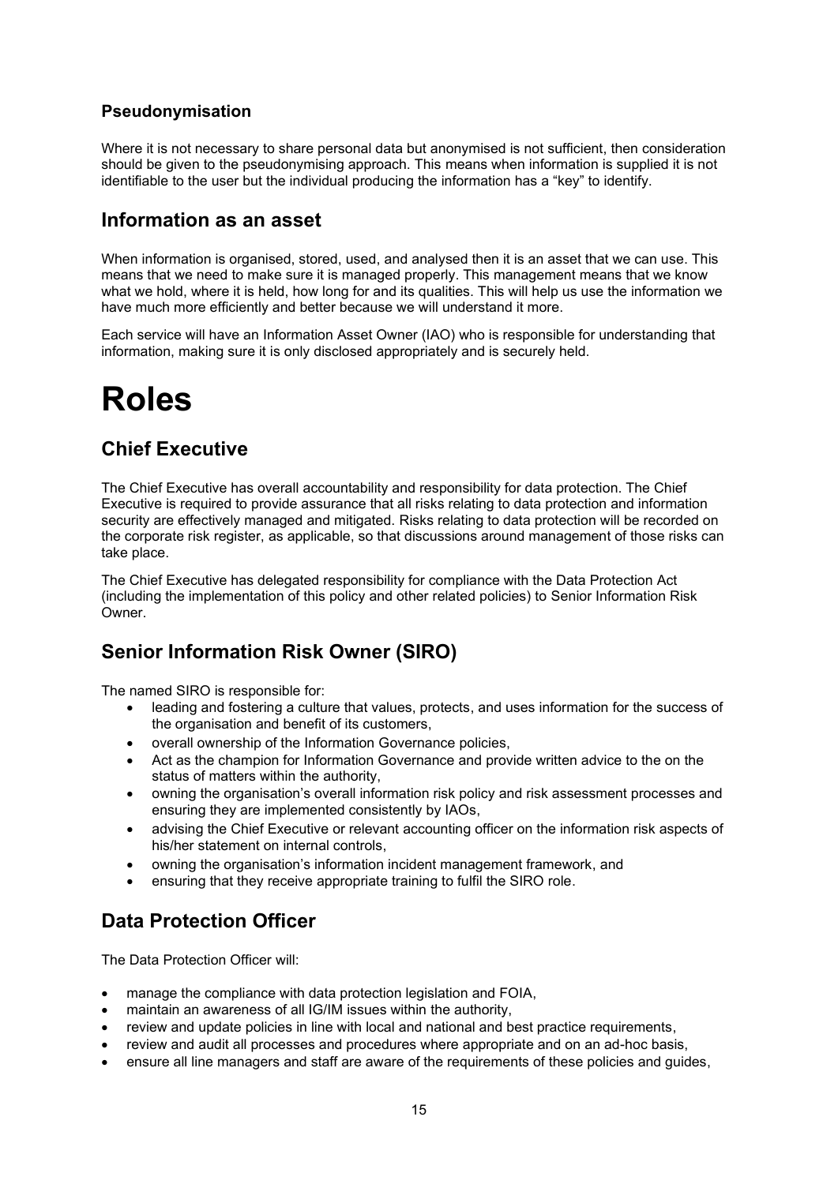### Pseudonymisation

Where it is not necessary to share personal data but anonymised is not sufficient, then consideration should be given to the pseudonymising approach. This means when information is supplied it is not identifiable to the user but the individual producing the information has a "key" to identify.

## Information as an asset

When information is organised, stored, used, and analysed then it is an asset that we can use. This means that we need to make sure it is managed properly. This management means that we know what we hold, where it is held, how long for and its qualities. This will help us use the information we have much more efficiently and better because we will understand it more.

Each service will have an Information Asset Owner (IAO) who is responsible for understanding that information, making sure it is only disclosed appropriately and is securely held.

# Roles

## Chief Executive

The Chief Executive has overall accountability and responsibility for data protection. The Chief Executive is required to provide assurance that all risks relating to data protection and information security are effectively managed and mitigated. Risks relating to data protection will be recorded on the corporate risk register, as applicable, so that discussions around management of those risks can take place.

The Chief Executive has delegated responsibility for compliance with the Data Protection Act (including the implementation of this policy and other related policies) to Senior Information Risk Owner.

## Senior Information Risk Owner (SIRO)

The named SIRO is responsible for:

- leading and fostering a culture that values, protects, and uses information for the success of the organisation and benefit of its customers,
- overall ownership of the Information Governance policies,
- Act as the champion for Information Governance and provide written advice to the on the status of matters within the authority,
- owning the organisation's overall information risk policy and risk assessment processes and ensuring they are implemented consistently by IAOs,
- advising the Chief Executive or relevant accounting officer on the information risk aspects of his/her statement on internal controls,
- owning the organisation's information incident management framework, and
- ensuring that they receive appropriate training to fulfil the SIRO role.

## Data Protection Officer

The Data Protection Officer will:

- manage the compliance with data protection legislation and FOIA,
- maintain an awareness of all IG/IM issues within the authority,
- review and update policies in line with local and national and best practice requirements,
- review and audit all processes and procedures where appropriate and on an ad-hoc basis,
- ensure all line managers and staff are aware of the requirements of these policies and guides,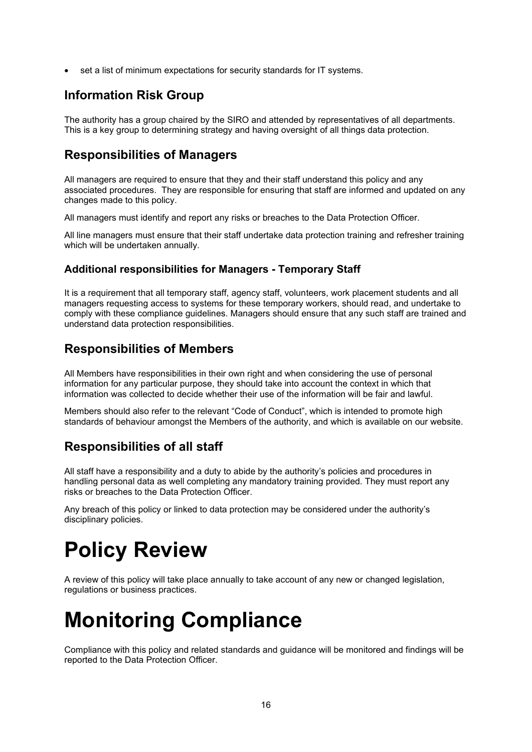- set a list of minimum expectations for security standards for IT systems.

## Information Risk Group

The authority has a group chaired by the SIRO and attended by representatives of all departments. This is a key group to determining strategy and having oversight of all things data protection.

## Responsibilities of Managers

All managers are required to ensure that they and their staff understand this policy and any associated procedures. They are responsible for ensuring that staff are informed and updated on any changes made to this policy.

All managers must identify and report any risks or breaches to the Data Protection Officer.

All line managers must ensure that their staff undertake data protection training and refresher training which will be undertaken annually.

### Additional responsibilities for Managers - Temporary Staff

It is a requirement that all temporary staff, agency staff, volunteers, work placement students and all managers requesting access to systems for these temporary workers, should read, and undertake to comply with these compliance guidelines. Managers should ensure that any such staff are trained and understand data protection responsibilities.

## Responsibilities of Members

All Members have responsibilities in their own right and when considering the use of personal information for any particular purpose, they should take into account the context in which that information was collected to decide whether their use of the information will be fair and lawful.

Members should also refer to the relevant "Code of Conduct", which is intended to promote high standards of behaviour amongst the Members of the authority, and which is available on our website.

## Responsibilities of all staff

All staff have a responsibility and a duty to abide by the authority's policies and procedures in handling personal data as well completing any mandatory training provided. They must report any risks or breaches to the Data Protection Officer.

Any breach of this policy or linked to data protection may be considered under the authority's disciplinary policies.

# Policy Review

A review of this policy will take place annually to take account of any new or changed legislation, regulations or business practices.

# Monitoring Compliance

Compliance with this policy and related standards and guidance will be monitored and findings will be reported to the Data Protection Officer.